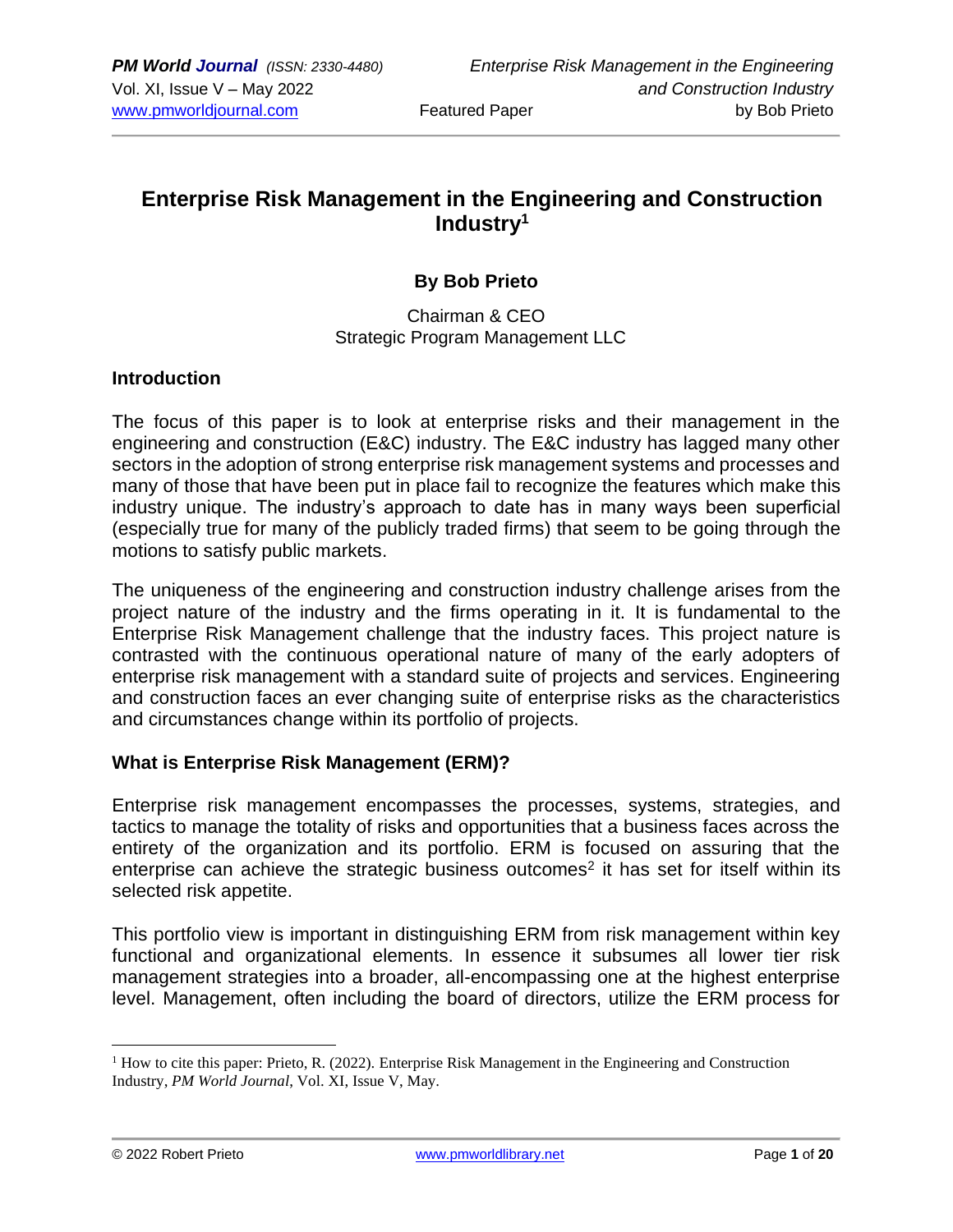# Enterprise Risk Management in the Engineering and Construction Industry[1]

### By Bob Prieto

Chairman & CEO
Strategic Program Management LLC

## Introduction

The focus of this paper is to look at enterprise risks and their management in the engineering and construction (E&C) industry. The E&C industry has lagged many other sectors in the adoption of strong enterprise risk management systems and processes and many of those that have been put in place fail to recognize the features which make this industry unique. The industry's approach to date has in many ways been superficial (especially true for many of the publicly traded firms) that seem to be going through the motions to satisfy public markets.

The uniqueness of the engineering and construction industry challenge arises from the project nature of the industry and the firms operating in it. It is fundamental to the Enterprise Risk Management challenge that the industry faces. This project nature is contrasted with the continuous operational nature of many of the early adopters of enterprise risk management with a standard suite of projects and services. Engineering and construction faces an ever changing suite of enterprise risks as the characteristics and circumstances change within its portfolio of projects.

## What is Enterprise Risk Management (ERM)?

Enterprise risk management encompasses the processes, systems, strategies, and tactics to manage the totality of risks and opportunities that a business faces across the entirety of the organization and its portfolio. ERM is focused on assuring that the enterprise can achieve the strategic business outcomes[2] it has set for itself within its selected risk appetite.

This portfolio view is important in distinguishing ERM from risk management within key functional and organizational elements. In essence it subsumes all lower tier risk management strategies into a broader, all-encompassing one at the highest enterprise level. Management, often including the board of directors, utilize the ERM process for

---

[1] How to cite this paper: Prieto, R. (2022). Enterprise Risk Management in the Engineering and Construction Industry, *PM World Journal*, Vol. XI, Issue V, May.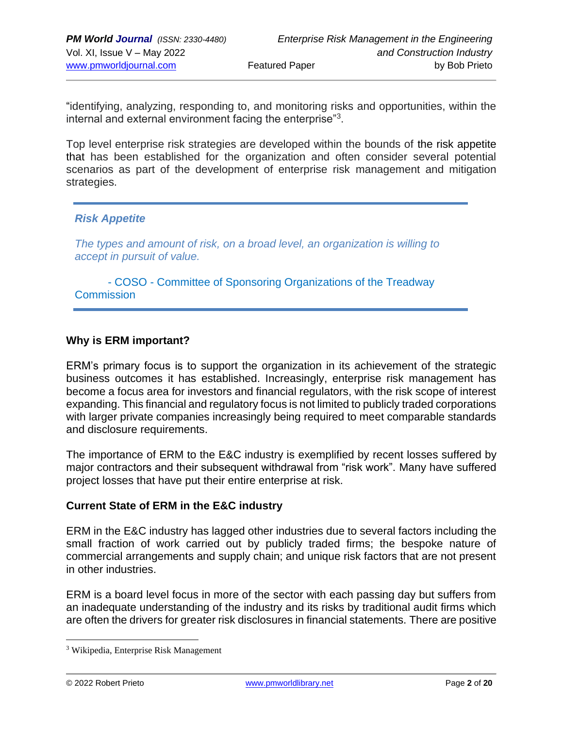"identifying, analyzing, responding to, and monitoring risks and opportunities, within the internal and external environment facing the enterprise"[3].

Top level enterprise risk strategies are developed within the bounds of the risk appetite that has been established for the organization and often consider several potential scenarios as part of the development of enterprise risk management and mitigation strategies.

> ***Risk Appetite***
>
> *The types and amount of risk, on a broad level, an organization is willing to accept in pursuit of value.*
>
> \- COSO - Committee of Sponsoring Organizations of the Treadway Commission

**Why is ERM important?**

ERM's primary focus is to support the organization in its achievement of the strategic business outcomes it has established. Increasingly, enterprise risk management has become a focus area for investors and financial regulators, with the risk scope of interest expanding. This financial and regulatory focus is not limited to publicly traded corporations with larger private companies increasingly being required to meet comparable standards and disclosure requirements.

The importance of ERM to the E&C industry is exemplified by recent losses suffered by major contractors and their subsequent withdrawal from "risk work". Many have suffered project losses that have put their entire enterprise at risk.

**Current State of ERM in the E&C industry**

ERM in the E&C industry has lagged other industries due to several factors including the small fraction of work carried out by publicly traded firms; the bespoke nature of commercial arrangements and supply chain; and unique risk factors that are not present in other industries.

ERM is a board level focus in more of the sector with each passing day but suffers from an inadequate understanding of the industry and its risks by traditional audit firms which are often the drivers for greater risk disclosures in financial statements. There are positive

[3] Wikipedia, Enterprise Risk Management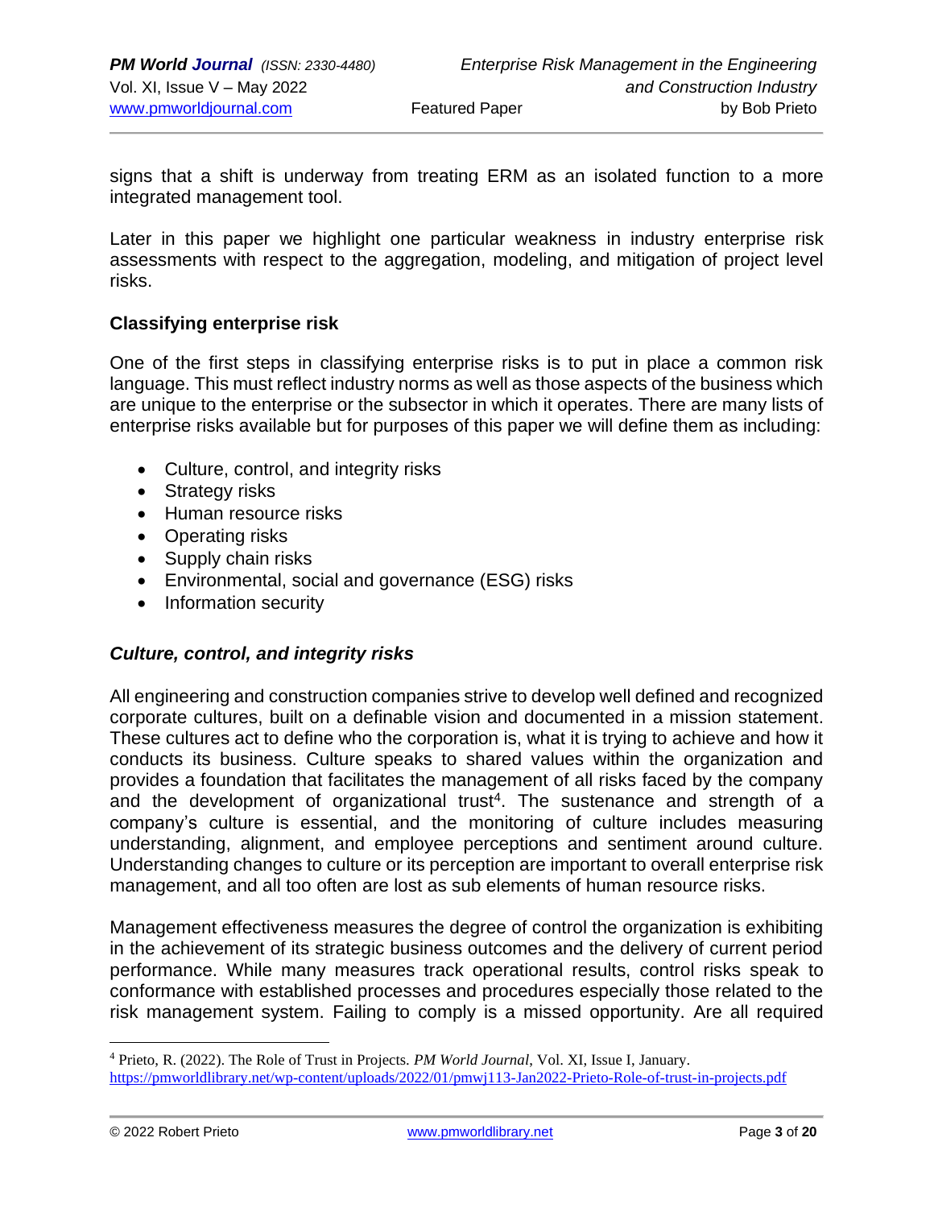signs that a shift is underway from treating ERM as an isolated function to a more integrated management tool.

Later in this paper we highlight one particular weakness in industry enterprise risk assessments with respect to the aggregation, modeling, and mitigation of project level risks.

### Classifying enterprise risk

One of the first steps in classifying enterprise risks is to put in place a common risk language. This must reflect industry norms as well as those aspects of the business which are unique to the enterprise or the subsector in which it operates. There are many lists of enterprise risks available but for purposes of this paper we will define them as including:

- Culture, control, and integrity risks
- Strategy risks
- Human resource risks
- Operating risks
- Supply chain risks
- Environmental, social and governance (ESG) risks
- Information security

#### *Culture, control, and integrity risks*

All engineering and construction companies strive to develop well defined and recognized corporate cultures, built on a definable vision and documented in a mission statement. These cultures act to define who the corporation is, what it is trying to achieve and how it conducts its business. Culture speaks to shared values within the organization and provides a foundation that facilitates the management of all risks faced by the company and the development of organizational trust[4]. The sustenance and strength of a company's culture is essential, and the monitoring of culture includes measuring understanding, alignment, and employee perceptions and sentiment around culture. Understanding changes to culture or its perception are important to overall enterprise risk management, and all too often are lost as sub elements of human resource risks.

Management effectiveness measures the degree of control the organization is exhibiting in the achievement of its strategic business outcomes and the delivery of current period performance. While many measures track operational results, control risks speak to conformance with established processes and procedures especially those related to the risk management system. Failing to comply is a missed opportunity. Are all required

---

[4] Prieto, R. (2022). The Role of Trust in Projects. *PM World Journal*, Vol. XI, Issue I, January. https://pmworldlibrary.net/wp-content/uploads/2022/01/pmwj113-Jan2022-Prieto-Role-of-trust-in-projects.pdf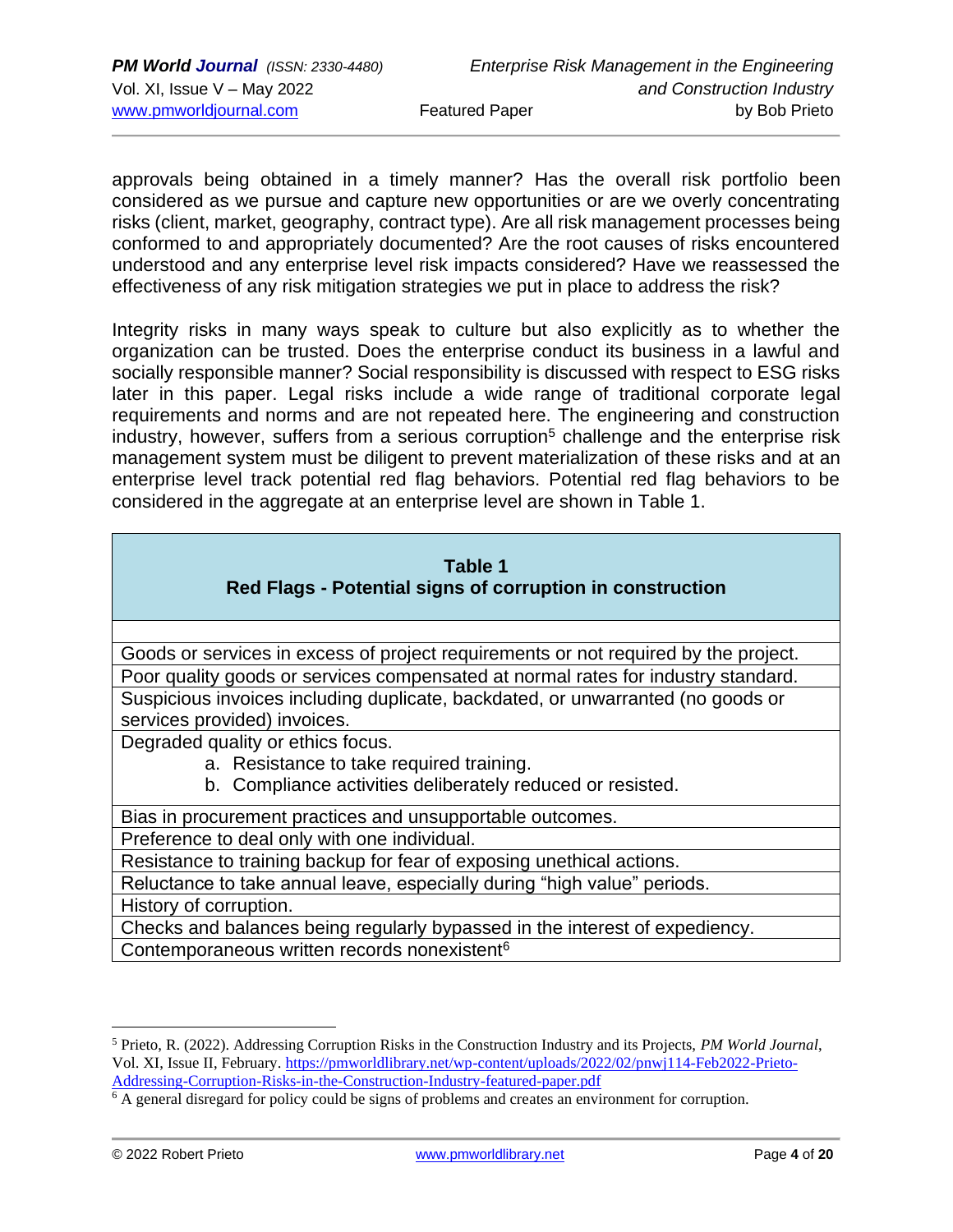approvals being obtained in a timely manner? Has the overall risk portfolio been considered as we pursue and capture new opportunities or are we overly concentrating risks (client, market, geography, contract type). Are all risk management processes being conformed to and appropriately documented? Are the root causes of risks encountered understood and any enterprise level risk impacts considered? Have we reassessed the effectiveness of any risk mitigation strategies we put in place to address the risk?

Integrity risks in many ways speak to culture but also explicitly as to whether the organization can be trusted. Does the enterprise conduct its business in a lawful and socially responsible manner? Social responsibility is discussed with respect to ESG risks later in this paper. Legal risks include a wide range of traditional corporate legal requirements and norms and are not repeated here. The engineering and construction industry, however, suffers from a serious corruption[5] challenge and the enterprise risk management system must be diligent to prevent materialization of these risks and at an enterprise level track potential red flag behaviors. Potential red flag behaviors to be considered in the aggregate at an enterprise level are shown in Table 1.

| **Table 1**<br>**Red Flags - Potential signs of corruption in construction** |
|---|
| |
| Goods or services in excess of project requirements or not required by the project. |
| Poor quality goods or services compensated at normal rates for industry standard. |
| Suspicious invoices including duplicate, backdated, or unwarranted (no goods or services provided) invoices. |
| Degraded quality or ethics focus.<br>a. Resistance to take required training.<br>b. Compliance activities deliberately reduced or resisted. |
| Bias in procurement practices and unsupportable outcomes. |
| Preference to deal only with one individual. |
| Resistance to training backup for fear of exposing unethical actions. |
| Reluctance to take annual leave, especially during "high value" periods. |
| History of corruption. |
| Checks and balances being regularly bypassed in the interest of expediency. |
| Contemporaneous written records nonexistent[6] |

[5] Prieto, R. (2022). Addressing Corruption Risks in the Construction Industry and its Projects, *PM World Journal*, Vol. XI, Issue II, February. https://pmworldlibrary.net/wp-content/uploads/2022/02/pmwj114-Feb2022-Prieto-Addressing-Corruption-Risks-in-the-Construction-Industry-featured-paper.pdf

[6] A general disregard for policy could be signs of problems and creates an environment for corruption.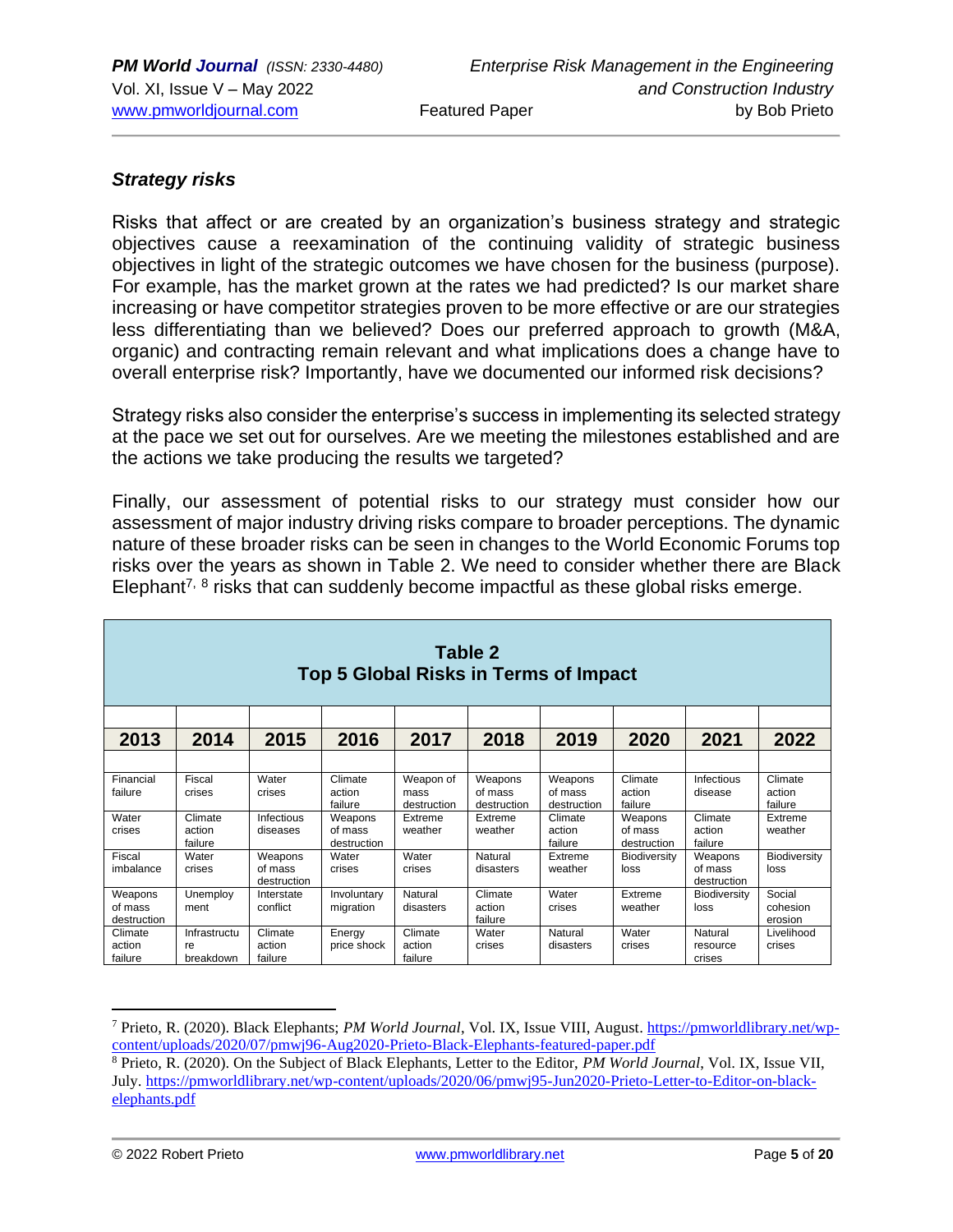### *Strategy risks*

Risks that affect or are created by an organization's business strategy and strategic objectives cause a reexamination of the continuing validity of strategic business objectives in light of the strategic outcomes we have chosen for the business (purpose). For example, has the market grown at the rates we had predicted? Is our market share increasing or have competitor strategies proven to be more effective or are our strategies less differentiating than we believed? Does our preferred approach to growth (M&A, organic) and contracting remain relevant and what implications does a change have to overall enterprise risk? Importantly, have we documented our informed risk decisions?

Strategy risks also consider the enterprise's success in implementing its selected strategy at the pace we set out for ourselves. Are we meeting the milestones established and are the actions we take producing the results we targeted?

Finally, our assessment of potential risks to our strategy must consider how our assessment of major industry driving risks compare to broader perceptions. The dynamic nature of these broader risks can be seen in changes to the World Economic Forums top risks over the years as shown in Table 2. We need to consider whether there are Black Elephant[7, 8] risks that can suddenly become impactful as these global risks emerge.

**Table 2**
**Top 5 Global Risks in Terms of Impact**

| 2013 | 2014 | 2015 | 2016 | 2017 | 2018 | 2019 | 2020 | 2021 | 2022 |
|---|---|---|---|---|---|---|---|---|---|
| Financial failure | Fiscal crises | Water crises | Climate action failure | Weapon of mass destruction | Weapons of mass destruction | Weapons of mass destruction | Climate action failure | Infectious disease | Climate action failure |
| Water crises | Climate action failure | Infectious diseases | Weapons of mass destruction | Extreme weather | Extreme weather | Climate action failure | Weapons of mass destruction | Climate action failure | Extreme weather |
| Fiscal imbalance | Water crises | Weapons of mass destruction | Water crises | Water crises | Natural disasters | Extreme weather | Biodiversity loss | Weapons of mass destruction | Biodiversity loss |
| Weapons of mass destruction | Unemployment | Interstate conflict | Involuntary migration | Natural disasters | Climate action failure | Water crises | Extreme weather | Biodiversity loss | Social cohesion erosion |
| Climate action failure | Infrastructure breakdown | Climate action failure | Energy price shock | Climate action failure | Water crises | Natural disasters | Water crises | Natural resource crises | Livelihood crises |

---

[7] Prieto, R. (2020). Black Elephants; *PM World Journal*, Vol. IX, Issue VIII, August. https://pmworldlibrary.net/wp-content/uploads/2020/07/pmwj96-Aug2020-Prieto-Black-Elephants-featured-paper.pdf

[8] Prieto, R. (2020). On the Subject of Black Elephants, Letter to the Editor, *PM World Journal*, Vol. IX, Issue VII, July. https://pmworldlibrary.net/wp-content/uploads/2020/06/pmwj95-Jun2020-Prieto-Letter-to-Editor-on-black-elephants.pdf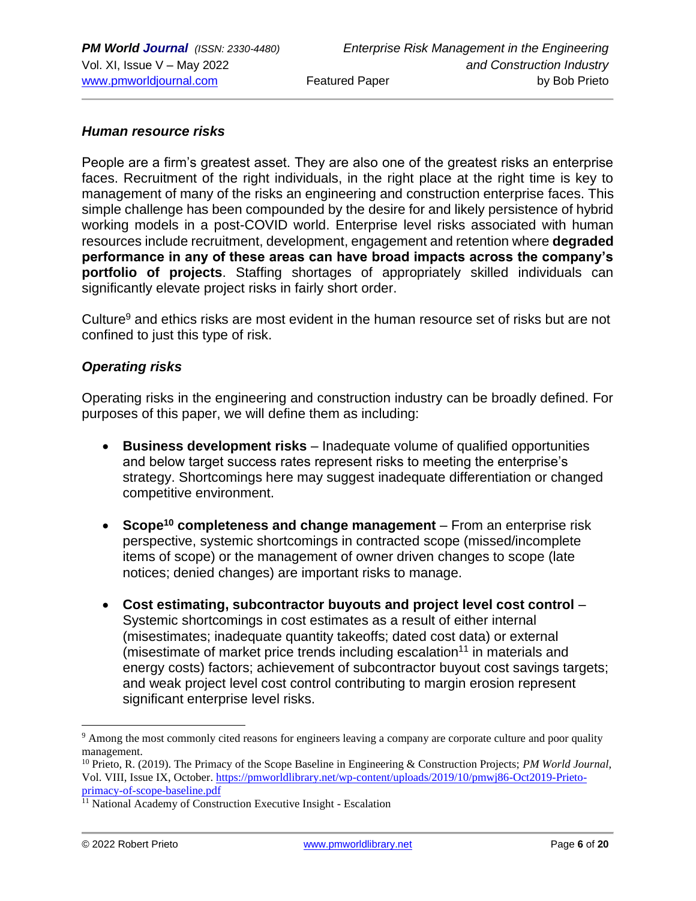### *Human resource risks*

People are a firm's greatest asset. They are also one of the greatest risks an enterprise faces. Recruitment of the right individuals, in the right place at the right time is key to management of many of the risks an engineering and construction enterprise faces. This simple challenge has been compounded by the desire for and likely persistence of hybrid working models in a post-COVID world. Enterprise level risks associated with human resources include recruitment, development, engagement and retention where **degraded performance in any of these areas can have broad impacts across the company's portfolio of projects**. Staffing shortages of appropriately skilled individuals can significantly elevate project risks in fairly short order.

Culture[9] and ethics risks are most evident in the human resource set of risks but are not confined to just this type of risk.

### *Operating risks*

Operating risks in the engineering and construction industry can be broadly defined. For purposes of this paper, we will define them as including:

- **Business development risks** – Inadequate volume of qualified opportunities and below target success rates represent risks to meeting the enterprise's strategy. Shortcomings here may suggest inadequate differentiation or changed competitive environment.

- **Scope[10] completeness and change management** – From an enterprise risk perspective, systemic shortcomings in contracted scope (missed/incomplete items of scope) or the management of owner driven changes to scope (late notices; denied changes) are important risks to manage.

- **Cost estimating, subcontractor buyouts and project level cost control** – Systemic shortcomings in cost estimates as a result of either internal (misestimates; inadequate quantity takeoffs; dated cost data) or external (misestimate of market price trends including escalation[11] in materials and energy costs) factors; achievement of subcontractor buyout cost savings targets; and weak project level cost control contributing to margin erosion represent significant enterprise level risks.

---

[9] Among the most commonly cited reasons for engineers leaving a company are corporate culture and poor quality management.

[10] Prieto, R. (2019). The Primacy of the Scope Baseline in Engineering & Construction Projects; *PM World Journal*, Vol. VIII, Issue IX, October. https://pmworldlibrary.net/wp-content/uploads/2019/10/pmwj86-Oct2019-Prieto-primacy-of-scope-baseline.pdf

[11] National Academy of Construction Executive Insight - Escalation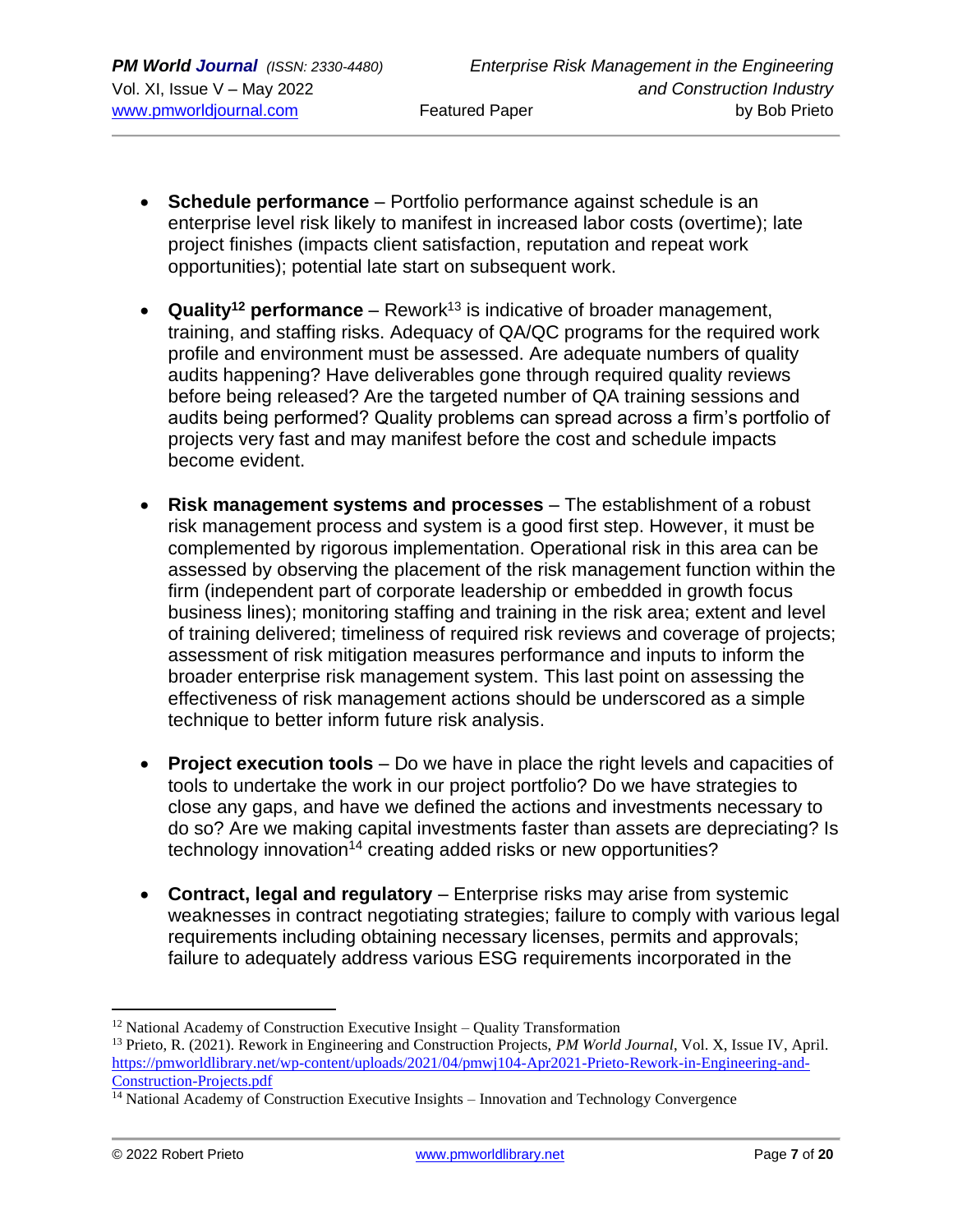- **Schedule performance** – Portfolio performance against schedule is an enterprise level risk likely to manifest in increased labor costs (overtime); late project finishes (impacts client satisfaction, reputation and repeat work opportunities); potential late start on subsequent work.

- **Quality[12] performance** – Rework[13] is indicative of broader management, training, and staffing risks. Adequacy of QA/QC programs for the required work profile and environment must be assessed. Are adequate numbers of quality audits happening? Have deliverables gone through required quality reviews before being released? Are the targeted number of QA training sessions and audits being performed? Quality problems can spread across a firm's portfolio of projects very fast and may manifest before the cost and schedule impacts become evident.

- **Risk management systems and processes** – The establishment of a robust risk management process and system is a good first step. However, it must be complemented by rigorous implementation. Operational risk in this area can be assessed by observing the placement of the risk management function within the firm (independent part of corporate leadership or embedded in growth focus business lines); monitoring staffing and training in the risk area; extent and level of training delivered; timeliness of required risk reviews and coverage of projects; assessment of risk mitigation measures performance and inputs to inform the broader enterprise risk management system. This last point on assessing the effectiveness of risk management actions should be underscored as a simple technique to better inform future risk analysis.

- **Project execution tools** – Do we have in place the right levels and capacities of tools to undertake the work in our project portfolio? Do we have strategies to close any gaps, and have we defined the actions and investments necessary to do so? Are we making capital investments faster than assets are depreciating? Is technology innovation[14] creating added risks or new opportunities?

- **Contract, legal and regulatory** – Enterprise risks may arise from systemic weaknesses in contract negotiating strategies; failure to comply with various legal requirements including obtaining necessary licenses, permits and approvals; failure to adequately address various ESG requirements incorporated in the

---

[12] National Academy of Construction Executive Insight – Quality Transformation

[13] Prieto, R. (2021). Rework in Engineering and Construction Projects, *PM World Journal*, Vol. X, Issue IV, April. https://pmworldlibrary.net/wp-content/uploads/2021/04/pmwj104-Apr2021-Prieto-Rework-in-Engineering-and-Construction-Projects.pdf

[14] National Academy of Construction Executive Insights – Innovation and Technology Convergence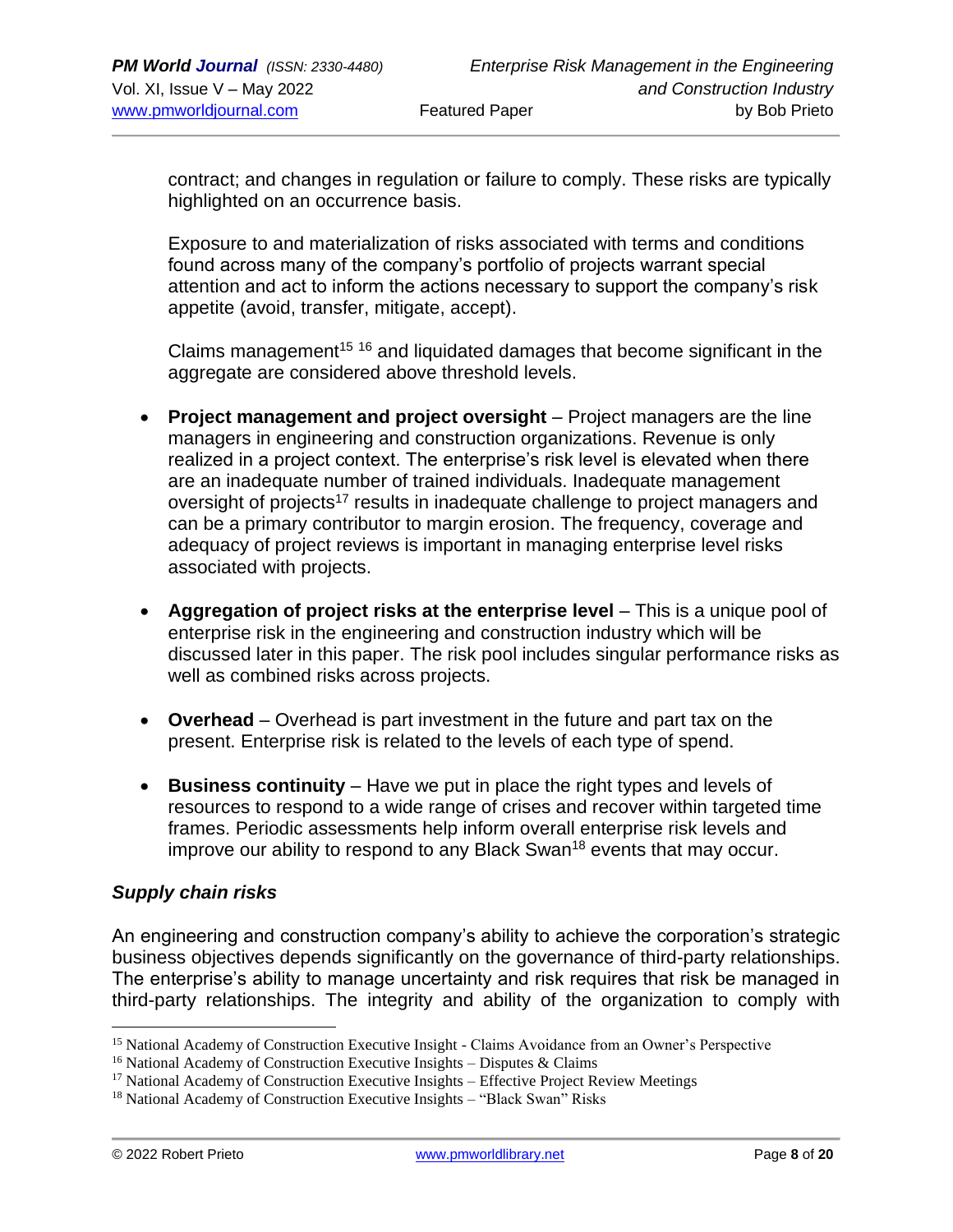contract; and changes in regulation or failure to comply. These risks are typically highlighted on an occurrence basis.

Exposure to and materialization of risks associated with terms and conditions found across many of the company's portfolio of projects warrant special attention and act to inform the actions necessary to support the company's risk appetite (avoid, transfer, mitigate, accept).

Claims management[15] [16] and liquidated damages that become significant in the aggregate are considered above threshold levels.

- **Project management and project oversight** – Project managers are the line managers in engineering and construction organizations. Revenue is only realized in a project context. The enterprise's risk level is elevated when there are an inadequate number of trained individuals. Inadequate management oversight of projects[17] results in inadequate challenge to project managers and can be a primary contributor to margin erosion. The frequency, coverage and adequacy of project reviews is important in managing enterprise level risks associated with projects.

- **Aggregation of project risks at the enterprise level** – This is a unique pool of enterprise risk in the engineering and construction industry which will be discussed later in this paper. The risk pool includes singular performance risks as well as combined risks across projects.

- **Overhead** – Overhead is part investment in the future and part tax on the present. Enterprise risk is related to the levels of each type of spend.

- **Business continuity** – Have we put in place the right types and levels of resources to respond to a wide range of crises and recover within targeted time frames. Periodic assessments help inform overall enterprise risk levels and improve our ability to respond to any Black Swan[18] events that may occur.

### *Supply chain risks*

An engineering and construction company's ability to achieve the corporation's strategic business objectives depends significantly on the governance of third-party relationships. The enterprise's ability to manage uncertainty and risk requires that risk be managed in third-party relationships. The integrity and ability of the organization to comply with

---

[15] National Academy of Construction Executive Insight - Claims Avoidance from an Owner's Perspective

[16] National Academy of Construction Executive Insights – Disputes & Claims

[17] National Academy of Construction Executive Insights – Effective Project Review Meetings

[18] National Academy of Construction Executive Insights – "Black Swan" Risks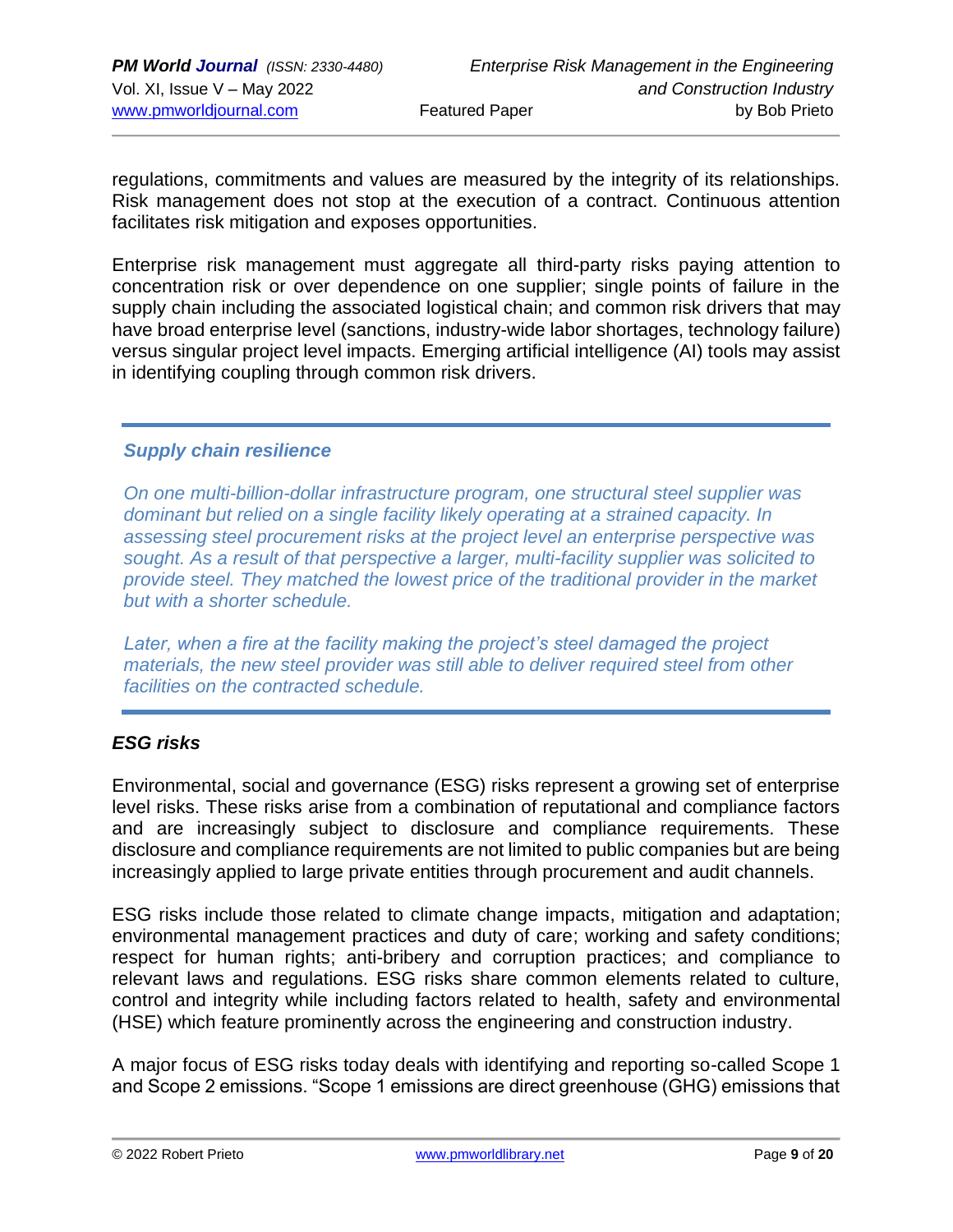regulations, commitments and values are measured by the integrity of its relationships. Risk management does not stop at the execution of a contract. Continuous attention facilitates risk mitigation and exposes opportunities.

Enterprise risk management must aggregate all third-party risks paying attention to concentration risk or over dependence on one supplier; single points of failure in the supply chain including the associated logistical chain; and common risk drivers that may have broad enterprise level (sanctions, industry-wide labor shortages, technology failure) versus singular project level impacts. Emerging artificial intelligence (AI) tools may assist in identifying coupling through common risk drivers.

---

***Supply chain resilience***

*On one multi-billion-dollar infrastructure program, one structural steel supplier was dominant but relied on a single facility likely operating at a strained capacity. In assessing steel procurement risks at the project level an enterprise perspective was sought. As a result of that perspective a larger, multi-facility supplier was solicited to provide steel. They matched the lowest price of the traditional provider in the market but with a shorter schedule.*

*Later, when a fire at the facility making the project's steel damaged the project materials, the new steel provider was still able to deliver required steel from other facilities on the contracted schedule.*

---

### ESG risks

Environmental, social and governance (ESG) risks represent a growing set of enterprise level risks. These risks arise from a combination of reputational and compliance factors and are increasingly subject to disclosure and compliance requirements. These disclosure and compliance requirements are not limited to public companies but are being increasingly applied to large private entities through procurement and audit channels.

ESG risks include those related to climate change impacts, mitigation and adaptation; environmental management practices and duty of care; working and safety conditions; respect for human rights; anti-bribery and corruption practices; and compliance to relevant laws and regulations. ESG risks share common elements related to culture, control and integrity while including factors related to health, safety and environmental (HSE) which feature prominently across the engineering and construction industry.

A major focus of ESG risks today deals with identifying and reporting so-called Scope 1 and Scope 2 emissions. "Scope 1 emissions are direct greenhouse (GHG) emissions that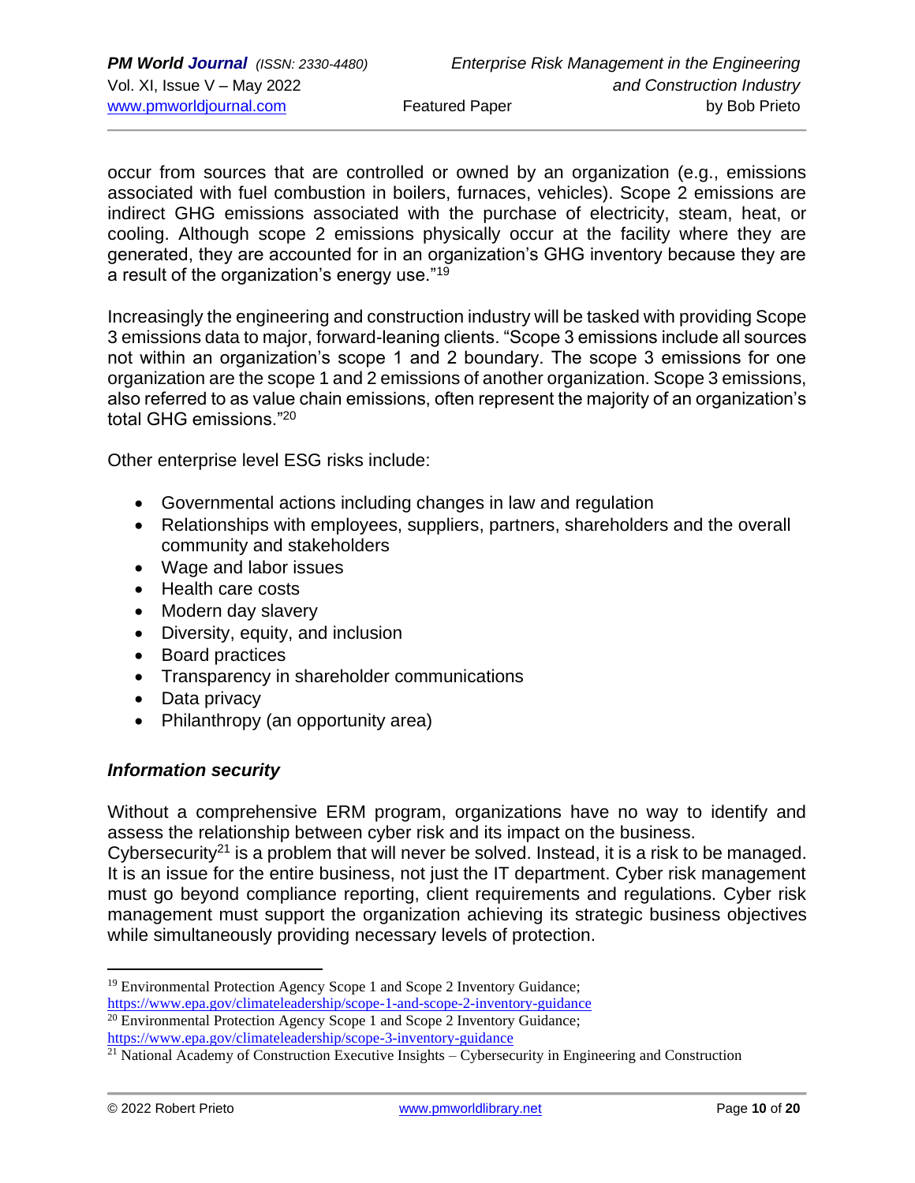occur from sources that are controlled or owned by an organization (e.g., emissions associated with fuel combustion in boilers, furnaces, vehicles). Scope 2 emissions are indirect GHG emissions associated with the purchase of electricity, steam, heat, or cooling. Although scope 2 emissions physically occur at the facility where they are generated, they are accounted for in an organization's GHG inventory because they are a result of the organization's energy use."[19]

Increasingly the engineering and construction industry will be tasked with providing Scope 3 emissions data to major, forward-leaning clients. "Scope 3 emissions include all sources not within an organization's scope 1 and 2 boundary. The scope 3 emissions for one organization are the scope 1 and 2 emissions of another organization. Scope 3 emissions, also referred to as value chain emissions, often represent the majority of an organization's total GHG emissions."[20]

Other enterprise level ESG risks include:

- Governmental actions including changes in law and regulation
- Relationships with employees, suppliers, partners, shareholders and the overall community and stakeholders
- Wage and labor issues
- Health care costs
- Modern day slavery
- Diversity, equity, and inclusion
- Board practices
- Transparency in shareholder communications
- Data privacy
- Philanthropy (an opportunity area)

### *Information security*

Without a comprehensive ERM program, organizations have no way to identify and assess the relationship between cyber risk and its impact on the business. Cybersecurity[21] is a problem that will never be solved. Instead, it is a risk to be managed. It is an issue for the entire business, not just the IT department. Cyber risk management must go beyond compliance reporting, client requirements and regulations. Cyber risk management must support the organization achieving its strategic business objectives while simultaneously providing necessary levels of protection.

---

[19] Environmental Protection Agency Scope 1 and Scope 2 Inventory Guidance; https://www.epa.gov/climateleadership/scope-1-and-scope-2-inventory-guidance

[20] Environmental Protection Agency Scope 1 and Scope 2 Inventory Guidance; https://www.epa.gov/climateleadership/scope-3-inventory-guidance

[21] National Academy of Construction Executive Insights – Cybersecurity in Engineering and Construction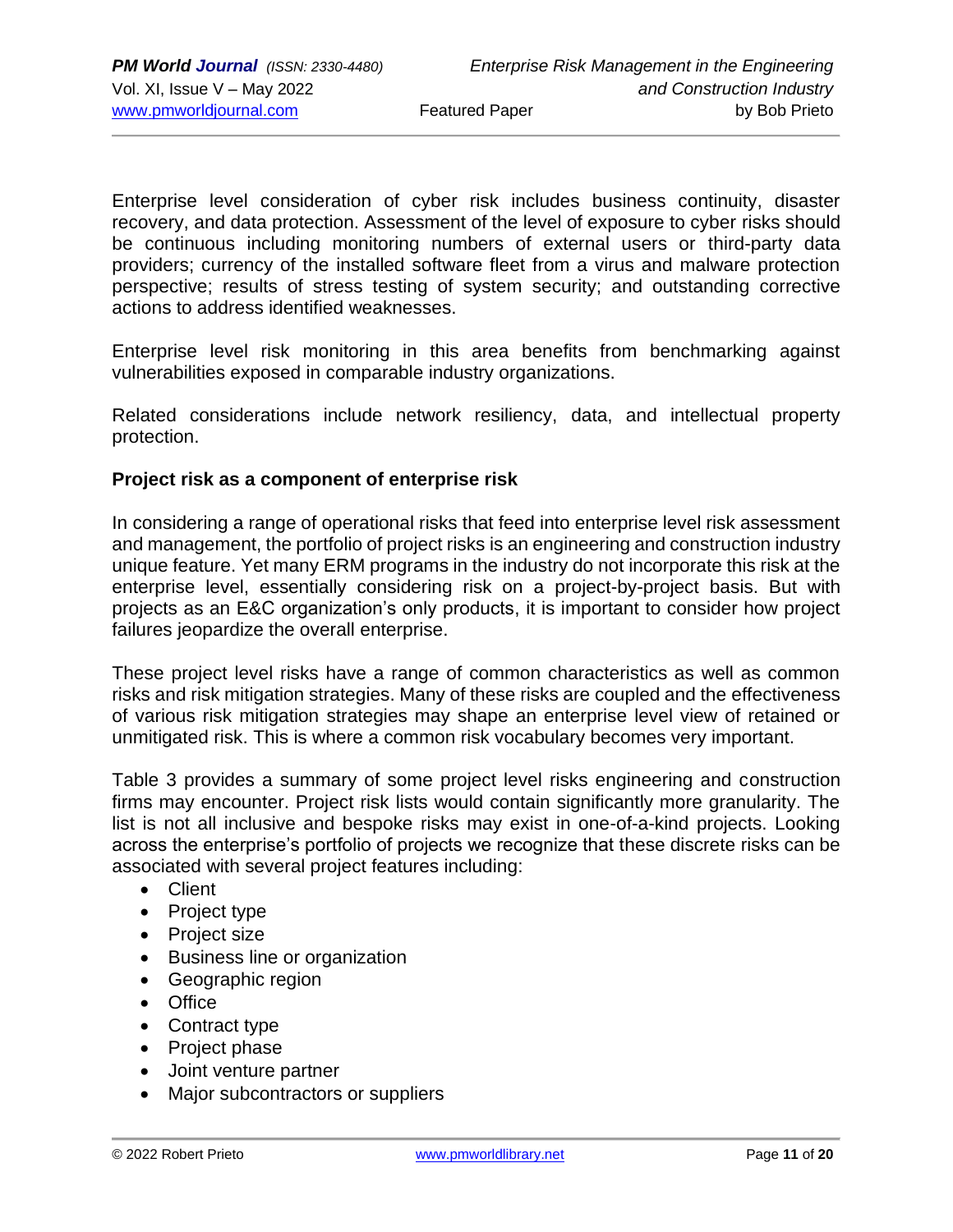Enterprise level consideration of cyber risk includes business continuity, disaster recovery, and data protection. Assessment of the level of exposure to cyber risks should be continuous including monitoring numbers of external users or third-party data providers; currency of the installed software fleet from a virus and malware protection perspective; results of stress testing of system security; and outstanding corrective actions to address identified weaknesses.

Enterprise level risk monitoring in this area benefits from benchmarking against vulnerabilities exposed in comparable industry organizations.

Related considerations include network resiliency, data, and intellectual property protection.

**Project risk as a component of enterprise risk**

In considering a range of operational risks that feed into enterprise level risk assessment and management, the portfolio of project risks is an engineering and construction industry unique feature. Yet many ERM programs in the industry do not incorporate this risk at the enterprise level, essentially considering risk on a project-by-project basis. But with projects as an E&C organization's only products, it is important to consider how project failures jeopardize the overall enterprise.

These project level risks have a range of common characteristics as well as common risks and risk mitigation strategies. Many of these risks are coupled and the effectiveness of various risk mitigation strategies may shape an enterprise level view of retained or unmitigated risk. This is where a common risk vocabulary becomes very important.

Table 3 provides a summary of some project level risks engineering and construction firms may encounter. Project risk lists would contain significantly more granularity. The list is not all inclusive and bespoke risks may exist in one-of-a-kind projects. Looking across the enterprise's portfolio of projects we recognize that these discrete risks can be associated with several project features including:

- Client
- Project type
- Project size
- Business line or organization
- Geographic region
- Office
- Contract type
- Project phase
- Joint venture partner
- Major subcontractors or suppliers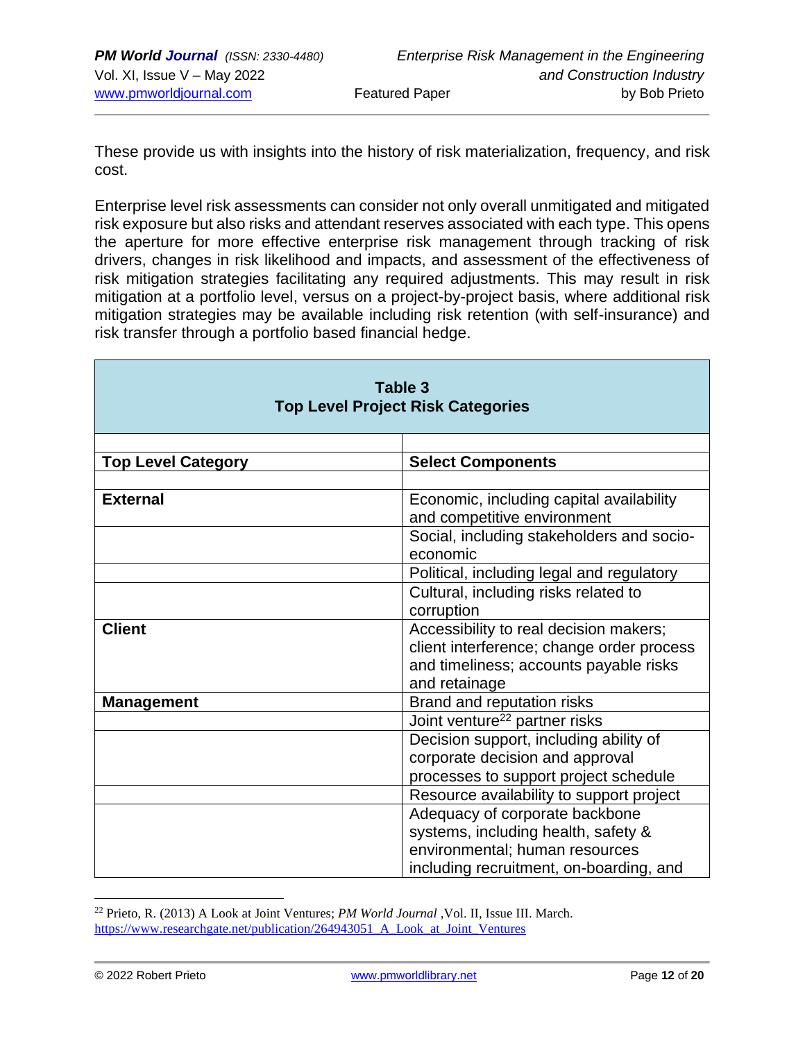These provide us with insights into the history of risk materialization, frequency, and risk cost.

Enterprise level risk assessments can consider not only overall unmitigated and mitigated risk exposure but also risks and attendant reserves associated with each type. This opens the aperture for more effective enterprise risk management through tracking of risk drivers, changes in risk likelihood and impacts, and assessment of the effectiveness of risk mitigation strategies facilitating any required adjustments. This may result in risk mitigation at a portfolio level, versus on a project-by-project basis, where additional risk mitigation strategies may be available including risk retention (with self-insurance) and risk transfer through a portfolio based financial hedge.

**Table 3**
**Top Level Project Risk Categories**

| **Top Level Category** | **Select Components** |
|---|---|
| **External** | Economic, including capital availability and competitive environment |
| | Social, including stakeholders and socio-economic |
| | Political, including legal and regulatory |
| | Cultural, including risks related to corruption |
| **Client** | Accessibility to real decision makers; client interference; change order process and timeliness; accounts payable risks and retainage |
| **Management** | Brand and reputation risks |
| | Joint venture[22] partner risks |
| | Decision support, including ability of corporate decision and approval processes to support project schedule |
| | Resource availability to support project |
| | Adequacy of corporate backbone systems, including health, safety & environmental; human resources including recruitment, on-boarding, and |

[22] Prieto, R. (2013) A Look at Joint Ventures; *PM World Journal* ,Vol. II, Issue III. March. https://www.researchgate.net/publication/264943051_A_Look_at_Joint_Ventures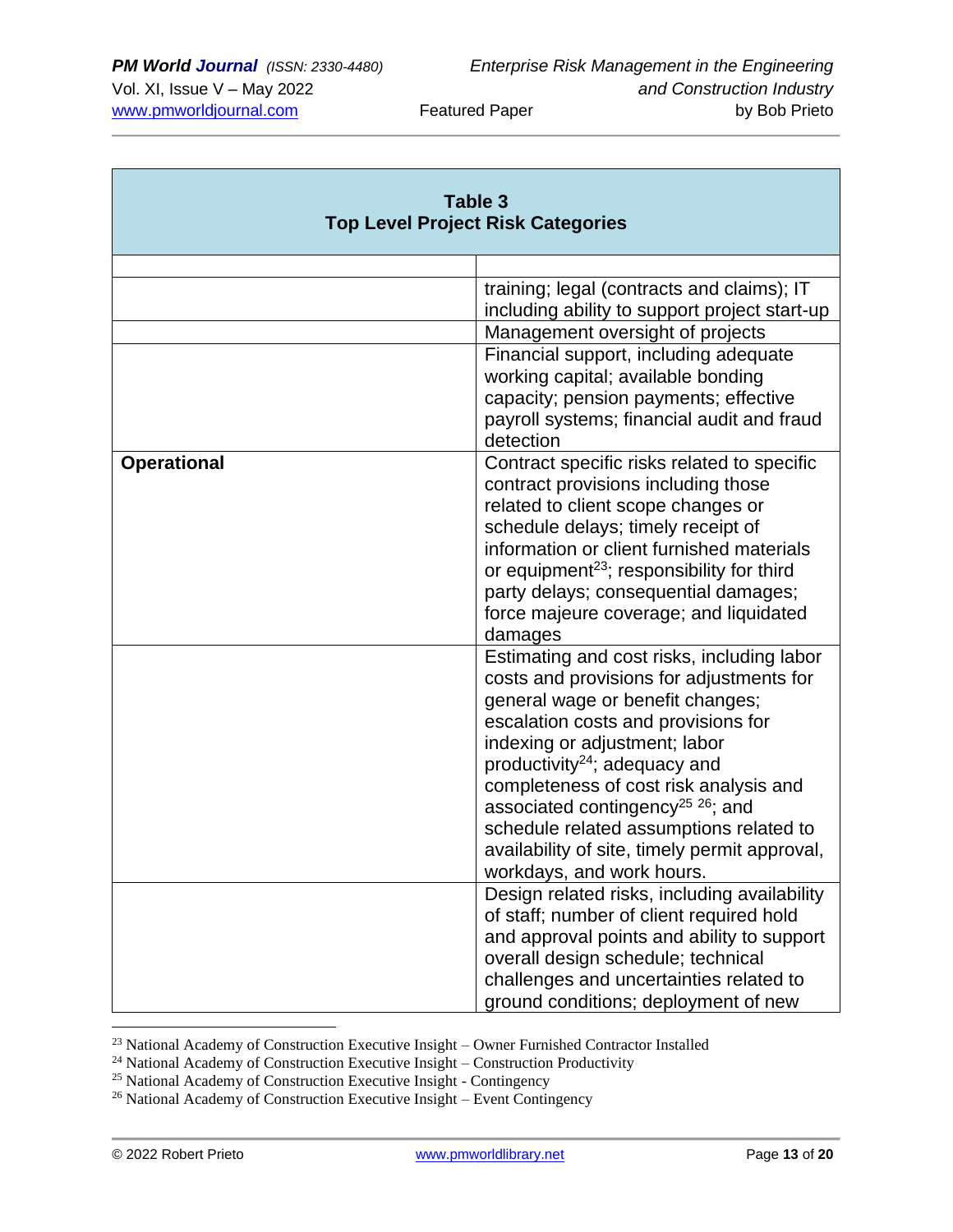| Table 3<br>Top Level Project Risk Categories | |
|---|---|
| | |
| | training; legal (contracts and claims); IT including ability to support project start-up |
| | Management oversight of projects |
| | Financial support, including adequate working capital; available bonding capacity; pension payments; effective payroll systems; financial audit and fraud detection |
| **Operational** | Contract specific risks related to specific contract provisions including those related to client scope changes or schedule delays; timely receipt of information or client furnished materials or equipment[23]; responsibility for third party delays; consequential damages; force majeure coverage; and liquidated damages |
| | Estimating and cost risks, including labor costs and provisions for adjustments for general wage or benefit changes; escalation costs and provisions for indexing or adjustment; labor productivity[24]; adequacy and completeness of cost risk analysis and associated contingency[25] [26]; and schedule related assumptions related to availability of site, timely permit approval, workdays, and work hours. |
| | Design related risks, including availability of staff; number of client required hold and approval points and ability to support overall design schedule; technical challenges and uncertainties related to ground conditions; deployment of new |

[23] National Academy of Construction Executive Insight – Owner Furnished Contractor Installed

[24] National Academy of Construction Executive Insight – Construction Productivity

[25] National Academy of Construction Executive Insight - Contingency

[26] National Academy of Construction Executive Insight – Event Contingency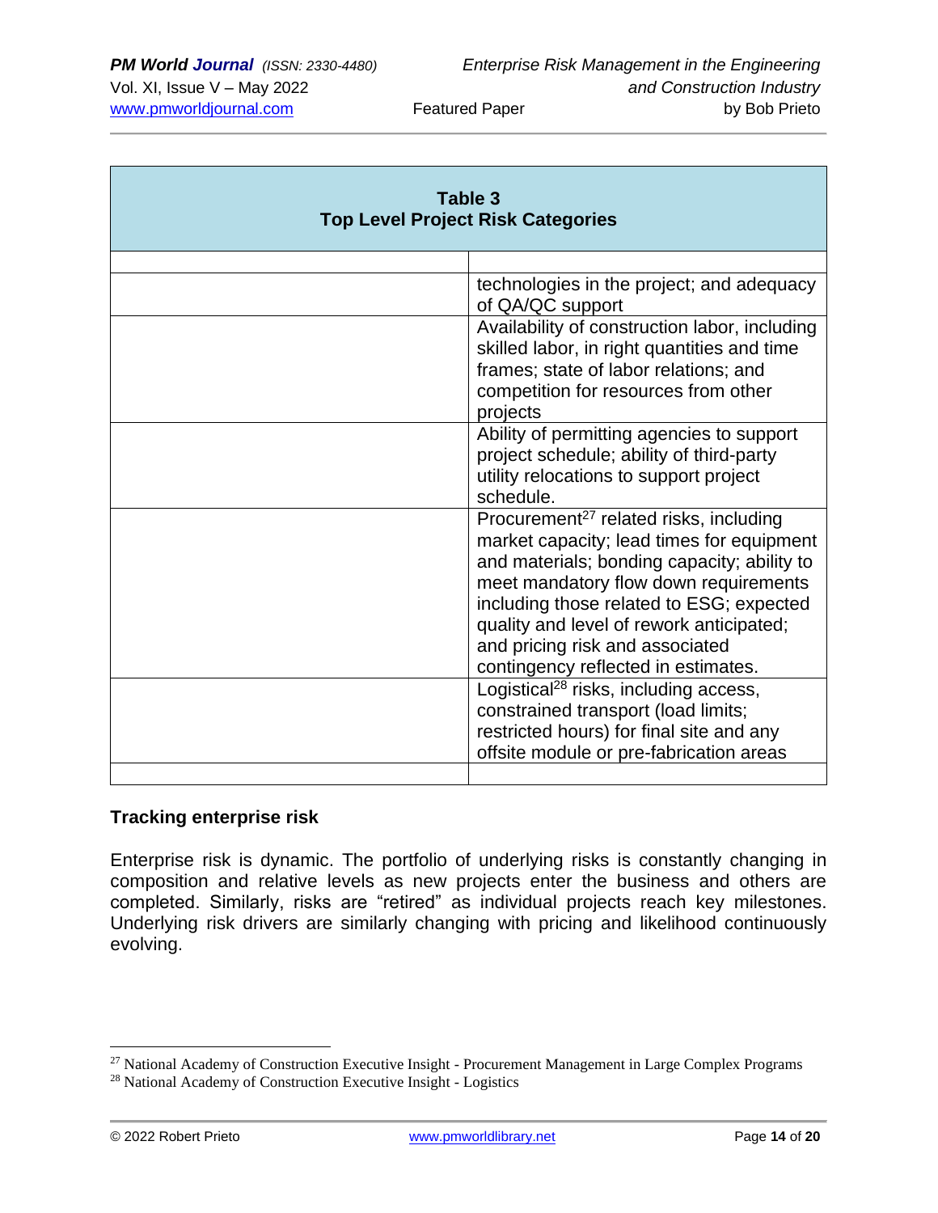| Table 3<br>Top Level Project Risk Categories | |
|---|---|
| | |
| | technologies in the project; and adequacy of QA/QC support |
| | Availability of construction labor, including skilled labor, in right quantities and time frames; state of labor relations; and competition for resources from other projects |
| | Ability of permitting agencies to support project schedule; ability of third-party utility relocations to support project schedule. |
| | Procurement[27] related risks, including market capacity; lead times for equipment and materials; bonding capacity; ability to meet mandatory flow down requirements including those related to ESG; expected quality and level of rework anticipated; and pricing risk and associated contingency reflected in estimates. |
| | Logistical[28] risks, including access, constrained transport (load limits; restricted hours) for final site and any offsite module or pre-fabrication areas |
| | |

## Tracking enterprise risk

Enterprise risk is dynamic. The portfolio of underlying risks is constantly changing in composition and relative levels as new projects enter the business and others are completed. Similarly, risks are "retired" as individual projects reach key milestones. Underlying risk drivers are similarly changing with pricing and likelihood continuously evolving.

---

[27] National Academy of Construction Executive Insight - Procurement Management in Large Complex Programs

[28] National Academy of Construction Executive Insight - Logistics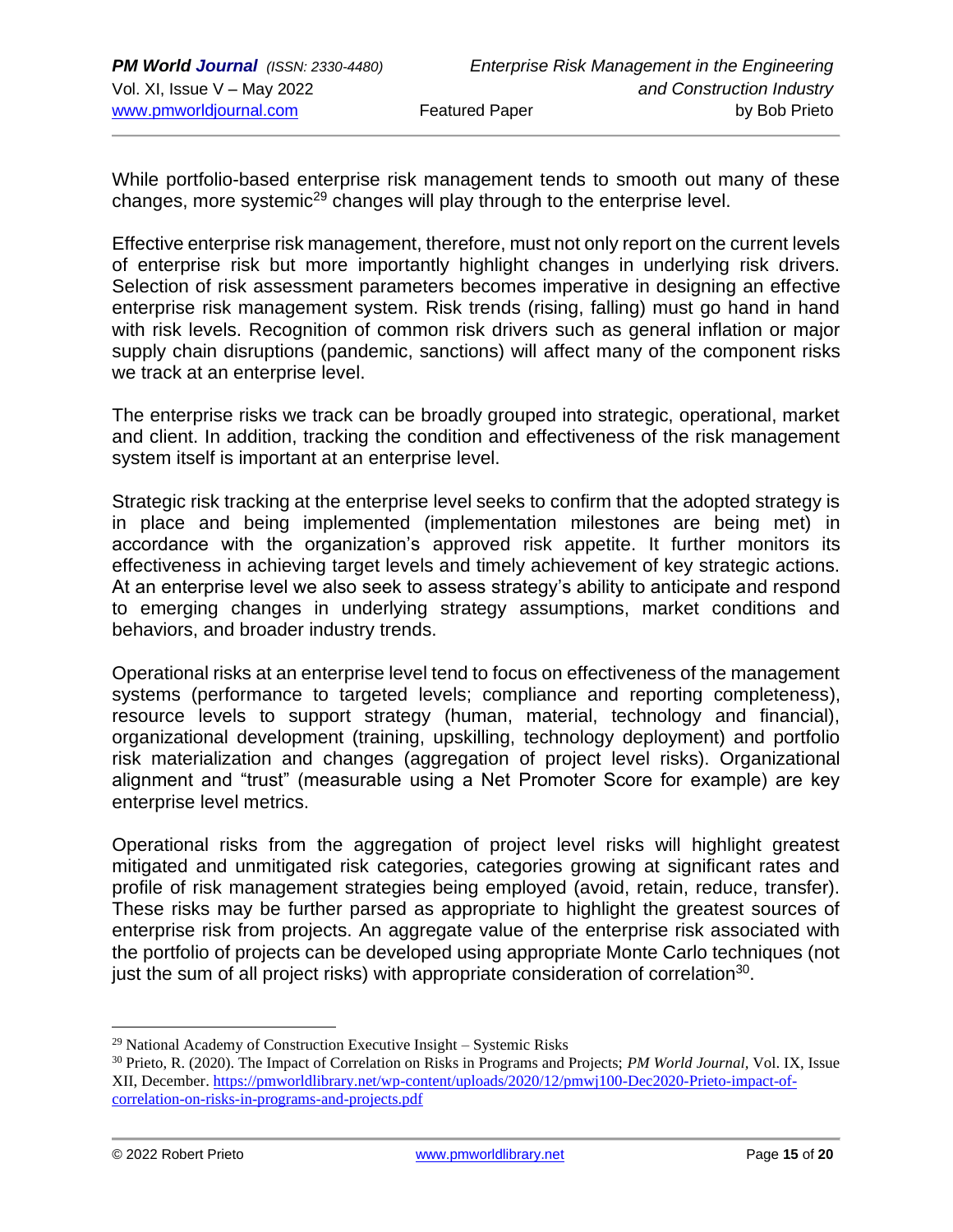While portfolio-based enterprise risk management tends to smooth out many of these changes, more systemic[29] changes will play through to the enterprise level.

Effective enterprise risk management, therefore, must not only report on the current levels of enterprise risk but more importantly highlight changes in underlying risk drivers. Selection of risk assessment parameters becomes imperative in designing an effective enterprise risk management system. Risk trends (rising, falling) must go hand in hand with risk levels. Recognition of common risk drivers such as general inflation or major supply chain disruptions (pandemic, sanctions) will affect many of the component risks we track at an enterprise level.

The enterprise risks we track can be broadly grouped into strategic, operational, market and client. In addition, tracking the condition and effectiveness of the risk management system itself is important at an enterprise level.

Strategic risk tracking at the enterprise level seeks to confirm that the adopted strategy is in place and being implemented (implementation milestones are being met) in accordance with the organization's approved risk appetite. It further monitors its effectiveness in achieving target levels and timely achievement of key strategic actions. At an enterprise level we also seek to assess strategy's ability to anticipate and respond to emerging changes in underlying strategy assumptions, market conditions and behaviors, and broader industry trends.

Operational risks at an enterprise level tend to focus on effectiveness of the management systems (performance to targeted levels; compliance and reporting completeness), resource levels to support strategy (human, material, technology and financial), organizational development (training, upskilling, technology deployment) and portfolio risk materialization and changes (aggregation of project level risks). Organizational alignment and "trust" (measurable using a Net Promoter Score for example) are key enterprise level metrics.

Operational risks from the aggregation of project level risks will highlight greatest mitigated and unmitigated risk categories, categories growing at significant rates and profile of risk management strategies being employed (avoid, retain, reduce, transfer). These risks may be further parsed as appropriate to highlight the greatest sources of enterprise risk from projects. An aggregate value of the enterprise risk associated with the portfolio of projects can be developed using appropriate Monte Carlo techniques (not just the sum of all project risks) with appropriate consideration of correlation[30].

---

[29] National Academy of Construction Executive Insight – Systemic Risks

[30] Prieto, R. (2020). The Impact of Correlation on Risks in Programs and Projects; *PM World Journal*, Vol. IX, Issue XII, December. https://pmworldlibrary.net/wp-content/uploads/2020/12/pmwj100-Dec2020-Prieto-impact-of-correlation-on-risks-in-programs-and-projects.pdf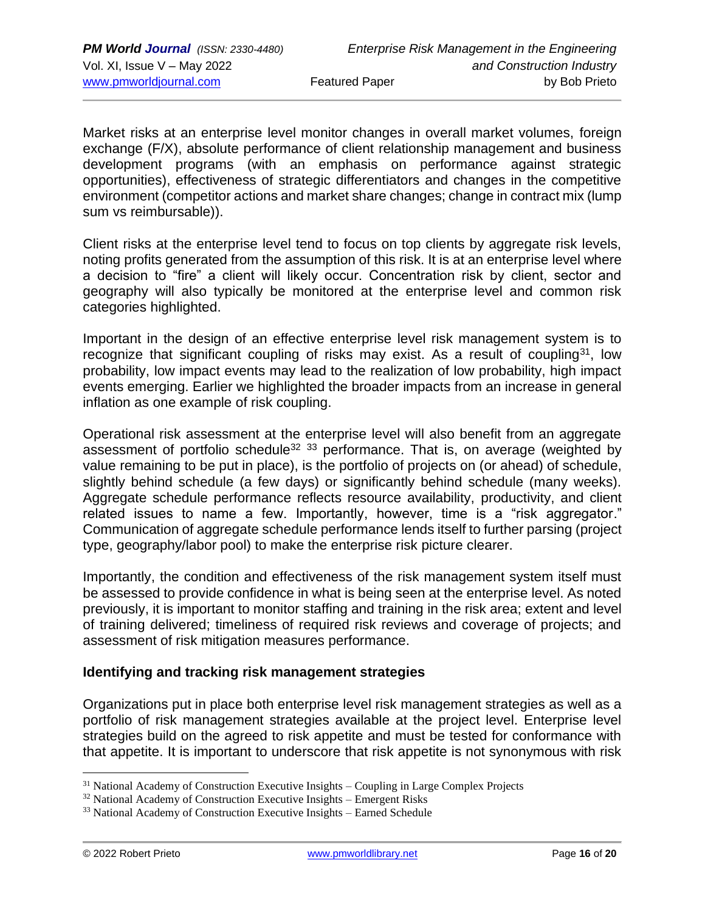Market risks at an enterprise level monitor changes in overall market volumes, foreign exchange (F/X), absolute performance of client relationship management and business development programs (with an emphasis on performance against strategic opportunities), effectiveness of strategic differentiators and changes in the competitive environment (competitor actions and market share changes; change in contract mix (lump sum vs reimbursable)).

Client risks at the enterprise level tend to focus on top clients by aggregate risk levels, noting profits generated from the assumption of this risk. It is at an enterprise level where a decision to "fire" a client will likely occur. Concentration risk by client, sector and geography will also typically be monitored at the enterprise level and common risk categories highlighted.

Important in the design of an effective enterprise level risk management system is to recognize that significant coupling of risks may exist. As a result of coupling[31], low probability, low impact events may lead to the realization of low probability, high impact events emerging. Earlier we highlighted the broader impacts from an increase in general inflation as one example of risk coupling.

Operational risk assessment at the enterprise level will also benefit from an aggregate assessment of portfolio schedule[32] [33] performance. That is, on average (weighted by value remaining to be put in place), is the portfolio of projects on (or ahead) of schedule, slightly behind schedule (a few days) or significantly behind schedule (many weeks). Aggregate schedule performance reflects resource availability, productivity, and client related issues to name a few. Importantly, however, time is a "risk aggregator." Communication of aggregate schedule performance lends itself to further parsing (project type, geography/labor pool) to make the enterprise risk picture clearer.

Importantly, the condition and effectiveness of the risk management system itself must be assessed to provide confidence in what is being seen at the enterprise level. As noted previously, it is important to monitor staffing and training in the risk area; extent and level of training delivered; timeliness of required risk reviews and coverage of projects; and assessment of risk mitigation measures performance.

**Identifying and tracking risk management strategies**

Organizations put in place both enterprise level risk management strategies as well as a portfolio of risk management strategies available at the project level. Enterprise level strategies build on the agreed to risk appetite and must be tested for conformance with that appetite. It is important to underscore that risk appetite is not synonymous with risk

---

[31] National Academy of Construction Executive Insights – Coupling in Large Complex Projects

[32] National Academy of Construction Executive Insights – Emergent Risks

[33] National Academy of Construction Executive Insights – Earned Schedule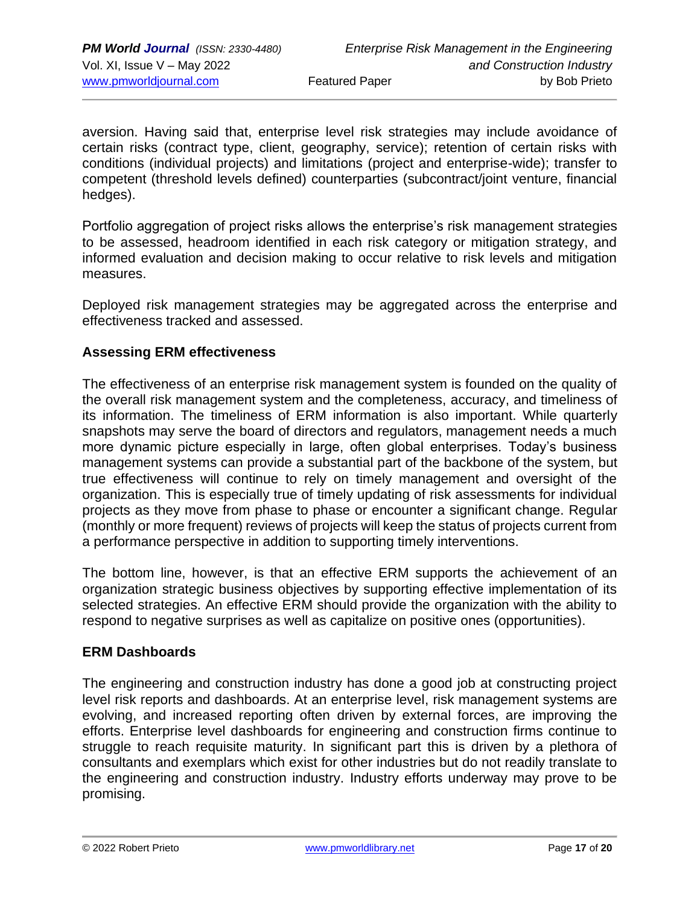aversion. Having said that, enterprise level risk strategies may include avoidance of certain risks (contract type, client, geography, service); retention of certain risks with conditions (individual projects) and limitations (project and enterprise-wide); transfer to competent (threshold levels defined) counterparties (subcontract/joint venture, financial hedges).

Portfolio aggregation of project risks allows the enterprise's risk management strategies to be assessed, headroom identified in each risk category or mitigation strategy, and informed evaluation and decision making to occur relative to risk levels and mitigation measures.

Deployed risk management strategies may be aggregated across the enterprise and effectiveness tracked and assessed.

### Assessing ERM effectiveness

The effectiveness of an enterprise risk management system is founded on the quality of the overall risk management system and the completeness, accuracy, and timeliness of its information. The timeliness of ERM information is also important. While quarterly snapshots may serve the board of directors and regulators, management needs a much more dynamic picture especially in large, often global enterprises. Today's business management systems can provide a substantial part of the backbone of the system, but true effectiveness will continue to rely on timely management and oversight of the organization. This is especially true of timely updating of risk assessments for individual projects as they move from phase to phase or encounter a significant change. Regular (monthly or more frequent) reviews of projects will keep the status of projects current from a performance perspective in addition to supporting timely interventions.

The bottom line, however, is that an effective ERM supports the achievement of an organization strategic business objectives by supporting effective implementation of its selected strategies. An effective ERM should provide the organization with the ability to respond to negative surprises as well as capitalize on positive ones (opportunities).

### ERM Dashboards

The engineering and construction industry has done a good job at constructing project level risk reports and dashboards. At an enterprise level, risk management systems are evolving, and increased reporting often driven by external forces, are improving the efforts. Enterprise level dashboards for engineering and construction firms continue to struggle to reach requisite maturity. In significant part this is driven by a plethora of consultants and exemplars which exist for other industries but do not readily translate to the engineering and construction industry. Industry efforts underway may prove to be promising.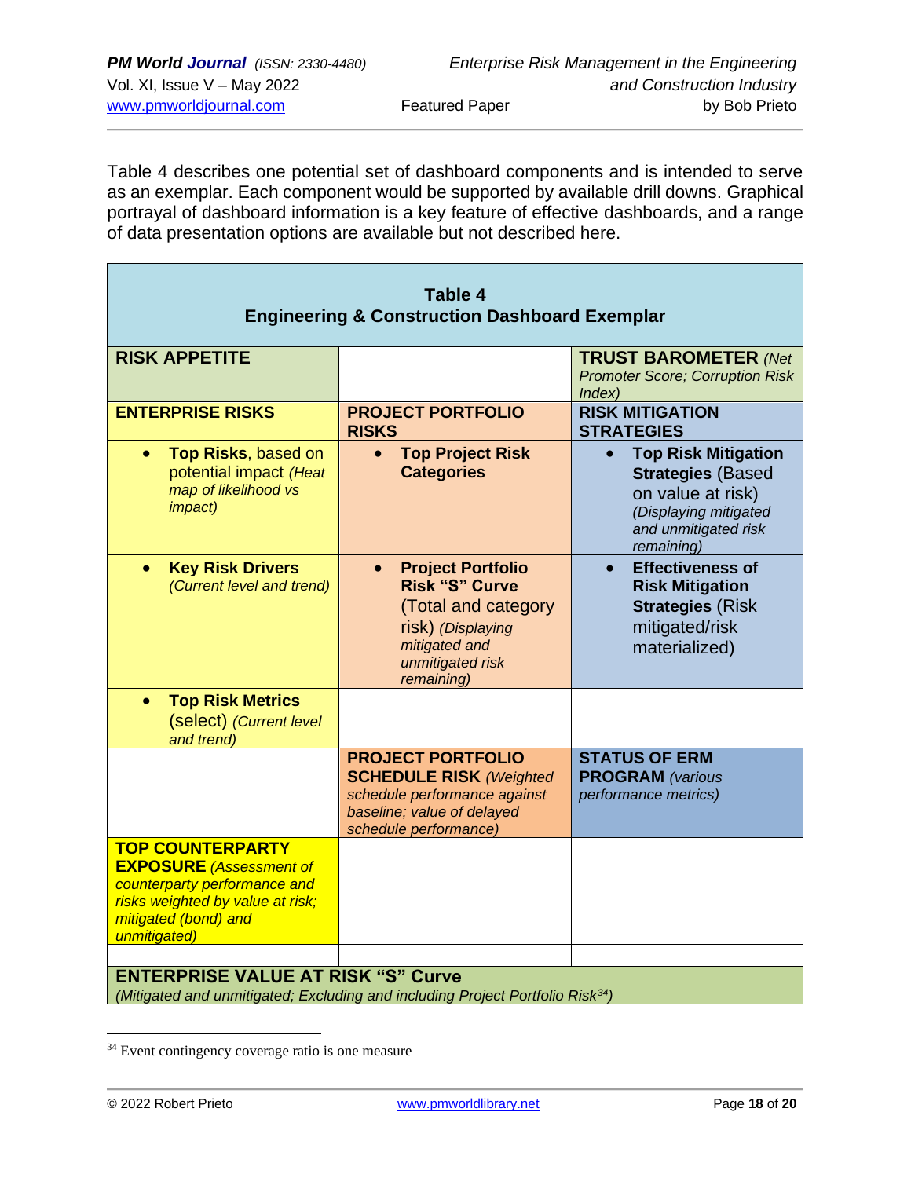Table 4 describes one potential set of dashboard components and is intended to serve as an exemplar. Each component would be supported by available drill downs. Graphical portrayal of dashboard information is a key feature of effective dashboards, and a range of data presentation options are available but not described here.

**Table 4**
**Engineering & Construction Dashboard Exemplar**

| | | |
|---|---|---|
| **RISK APPETITE** | | **TRUST BAROMETER** *(Net Promoter Score; Corruption Risk Index)* |
| **ENTERPRISE RISKS** | **PROJECT PORTFOLIO RISKS** | **RISK MITIGATION STRATEGIES** |
| • **Top Risks**, based on potential impact *(Heat map of likelihood vs impact)* | • **Top Project Risk Categories** | • **Top Risk Mitigation Strategies** (Based on value at risk) *(Displaying mitigated and unmitigated risk remaining)* |
| • **Key Risk Drivers** *(Current level and trend)* | • **Project Portfolio Risk "S" Curve** (Total and category risk) *(Displaying mitigated and unmitigated risk remaining)* | • **Effectiveness of Risk Mitigation Strategies** (Risk mitigated/risk materialized) |
| • **Top Risk Metrics** (select) *(Current level and trend)* | | |
| | **PROJECT PORTFOLIO SCHEDULE RISK** *(Weighted schedule performance against baseline; value of delayed schedule performance)* | **STATUS OF ERM PROGRAM** *(various performance metrics)* |
| **TOP COUNTERPARTY EXPOSURE** *(Assessment of counterparty performance and risks weighted by value at risk; mitigated (bond) and unmitigated)* | | |
| | | |
| **ENTERPRISE VALUE AT RISK "S" Curve** *(Mitigated and unmitigated; Excluding and including Project Portfolio Risk[34])* | | |

[34] Event contingency coverage ratio is one measure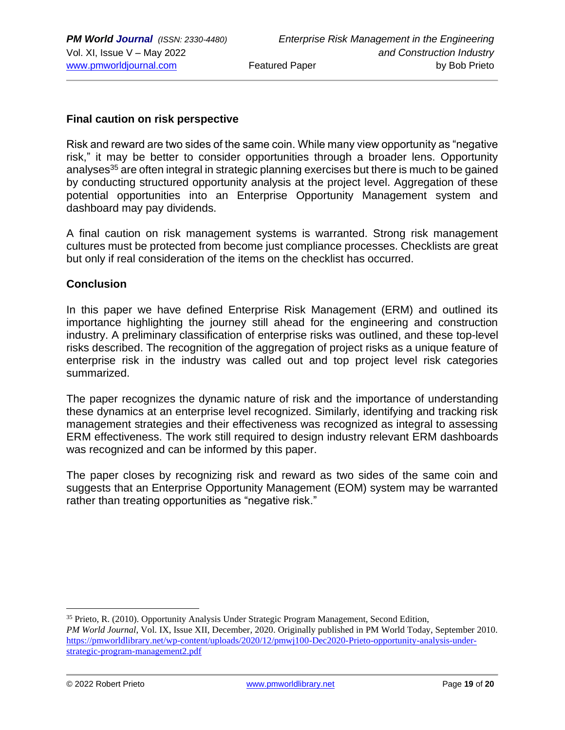## Final caution on risk perspective

Risk and reward are two sides of the same coin. While many view opportunity as "negative risk," it may be better to consider opportunities through a broader lens. Opportunity analyses[35] are often integral in strategic planning exercises but there is much to be gained by conducting structured opportunity analysis at the project level. Aggregation of these potential opportunities into an Enterprise Opportunity Management system and dashboard may pay dividends.

A final caution on risk management systems is warranted. Strong risk management cultures must be protected from become just compliance processes. Checklists are great but only if real consideration of the items on the checklist has occurred.

## Conclusion

In this paper we have defined Enterprise Risk Management (ERM) and outlined its importance highlighting the journey still ahead for the engineering and construction industry. A preliminary classification of enterprise risks was outlined, and these top-level risks described. The recognition of the aggregation of project risks as a unique feature of enterprise risk in the industry was called out and top project level risk categories summarized.

The paper recognizes the dynamic nature of risk and the importance of understanding these dynamics at an enterprise level recognized. Similarly, identifying and tracking risk management strategies and their effectiveness was recognized as integral to assessing ERM effectiveness. The work still required to design industry relevant ERM dashboards was recognized and can be informed by this paper.

The paper closes by recognizing risk and reward as two sides of the same coin and suggests that an Enterprise Opportunity Management (EOM) system may be warranted rather than treating opportunities as "negative risk."

---

[35] Prieto, R. (2010). Opportunity Analysis Under Strategic Program Management, Second Edition, *PM World Journal*, Vol. IX, Issue XII, December, 2020. Originally published in PM World Today, September 2010. https://pmworldlibrary.net/wp-content/uploads/2020/12/pmwj100-Dec2020-Prieto-opportunity-analysis-under-strategic-program-management2.pdf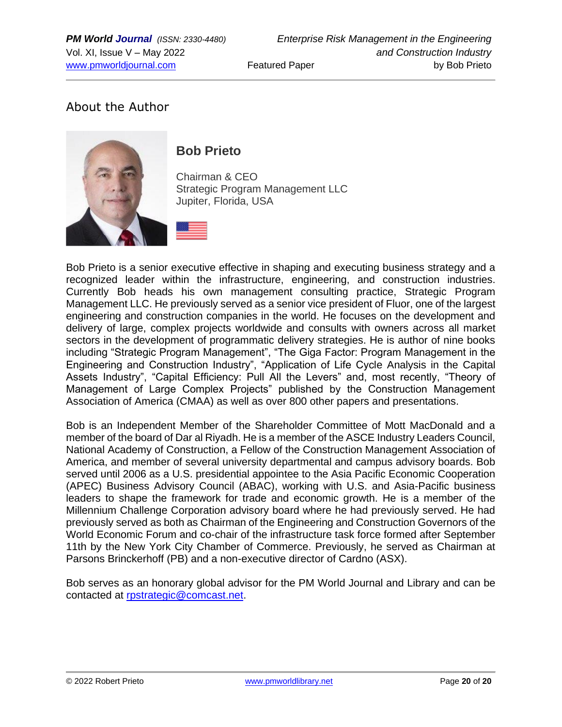## About the Author

### Bob Prieto

Chairman & CEO
Strategic Program Management LLC
Jupiter, Florida, USA

Bob Prieto is a senior executive effective in shaping and executing business strategy and a recognized leader within the infrastructure, engineering, and construction industries. Currently Bob heads his own management consulting practice, Strategic Program Management LLC. He previously served as a senior vice president of Fluor, one of the largest engineering and construction companies in the world. He focuses on the development and delivery of large, complex projects worldwide and consults with owners across all market sectors in the development of programmatic delivery strategies. He is author of nine books including "Strategic Program Management", "The Giga Factor: Program Management in the Engineering and Construction Industry", "Application of Life Cycle Analysis in the Capital Assets Industry", "Capital Efficiency: Pull All the Levers" and, most recently, "Theory of Management of Large Complex Projects" published by the Construction Management Association of America (CMAA) as well as over 800 other papers and presentations.

Bob is an Independent Member of the Shareholder Committee of Mott MacDonald and a member of the board of Dar al Riyadh. He is a member of the ASCE Industry Leaders Council, National Academy of Construction, a Fellow of the Construction Management Association of America, and member of several university departmental and campus advisory boards. Bob served until 2006 as a U.S. presidential appointee to the Asia Pacific Economic Cooperation (APEC) Business Advisory Council (ABAC), working with U.S. and Asia-Pacific business leaders to shape the framework for trade and economic growth. He is a member of the Millennium Challenge Corporation advisory board where he had previously served. He had previously served as both as Chairman of the Engineering and Construction Governors of the World Economic Forum and co-chair of the infrastructure task force formed after September 11th by the New York City Chamber of Commerce. Previously, he served as Chairman at Parsons Brinckerhoff (PB) and a non-executive director of Cardno (ASX).

Bob serves as an honorary global advisor for the PM World Journal and Library and can be contacted at rpstrategic@comcast.net.